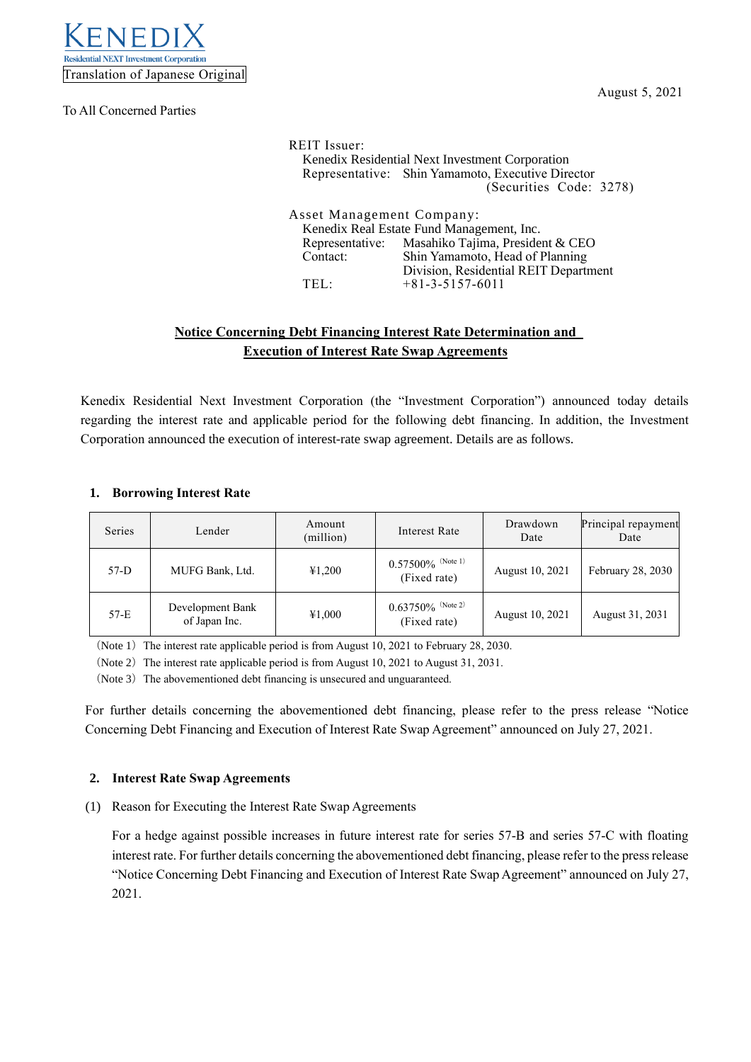KENEDIX
Residential NEXT Investment Corporation

Translation of Japanese Original

August 5, 2021

To All Concerned Parties

REIT Issuer:
Kenedix Residential Next Investment Corporation
Representative: Shin Yamamoto, Executive Director
(Securities Code: 3278)

Asset Management Company:
Kenedix Real Estate Fund Management, Inc.
Representative: Masahiko Tajima, President & CEO
Contact: Shin Yamamoto, Head of Planning Division, Residential REIT Department
TEL: +81-3-5157-6011

## Notice Concerning Debt Financing Interest Rate Determination and Execution of Interest Rate Swap Agreements

Kenedix Residential Next Investment Corporation (the "Investment Corporation") announced today details regarding the interest rate and applicable period for the following debt financing. In addition, the Investment Corporation announced the execution of interest-rate swap agreement. Details are as follows.

### 1. Borrowing Interest Rate

| Series | Lender | Amount (million) | Interest Rate | Drawdown Date | Principal repayment Date |
|---|---|---|---|---|---|
| 57-D | MUFG Bank, Ltd. | ¥1,200 | 0.57500% (Note 1) (Fixed rate) | August 10, 2021 | February 28, 2030 |
| 57-E | Development Bank of Japan Inc. | ¥1,000 | 0.63750% (Note 2) (Fixed rate) | August 10, 2021 | August 31, 2031 |

(Note 1) The interest rate applicable period is from August 10, 2021 to February 28, 2030.
(Note 2) The interest rate applicable period is from August 10, 2021 to August 31, 2031.
(Note 3) The abovementioned debt financing is unsecured and unguaranteed.

For further details concerning the abovementioned debt financing, please refer to the press release "Notice Concerning Debt Financing and Execution of Interest Rate Swap Agreement" announced on July 27, 2021.

### 2. Interest Rate Swap Agreements

(1) Reason for Executing the Interest Rate Swap Agreements

For a hedge against possible increases in future interest rate for series 57-B and series 57-C with floating interest rate. For further details concerning the abovementioned debt financing, please refer to the press release "Notice Concerning Debt Financing and Execution of Interest Rate Swap Agreement" announced on July 27, 2021.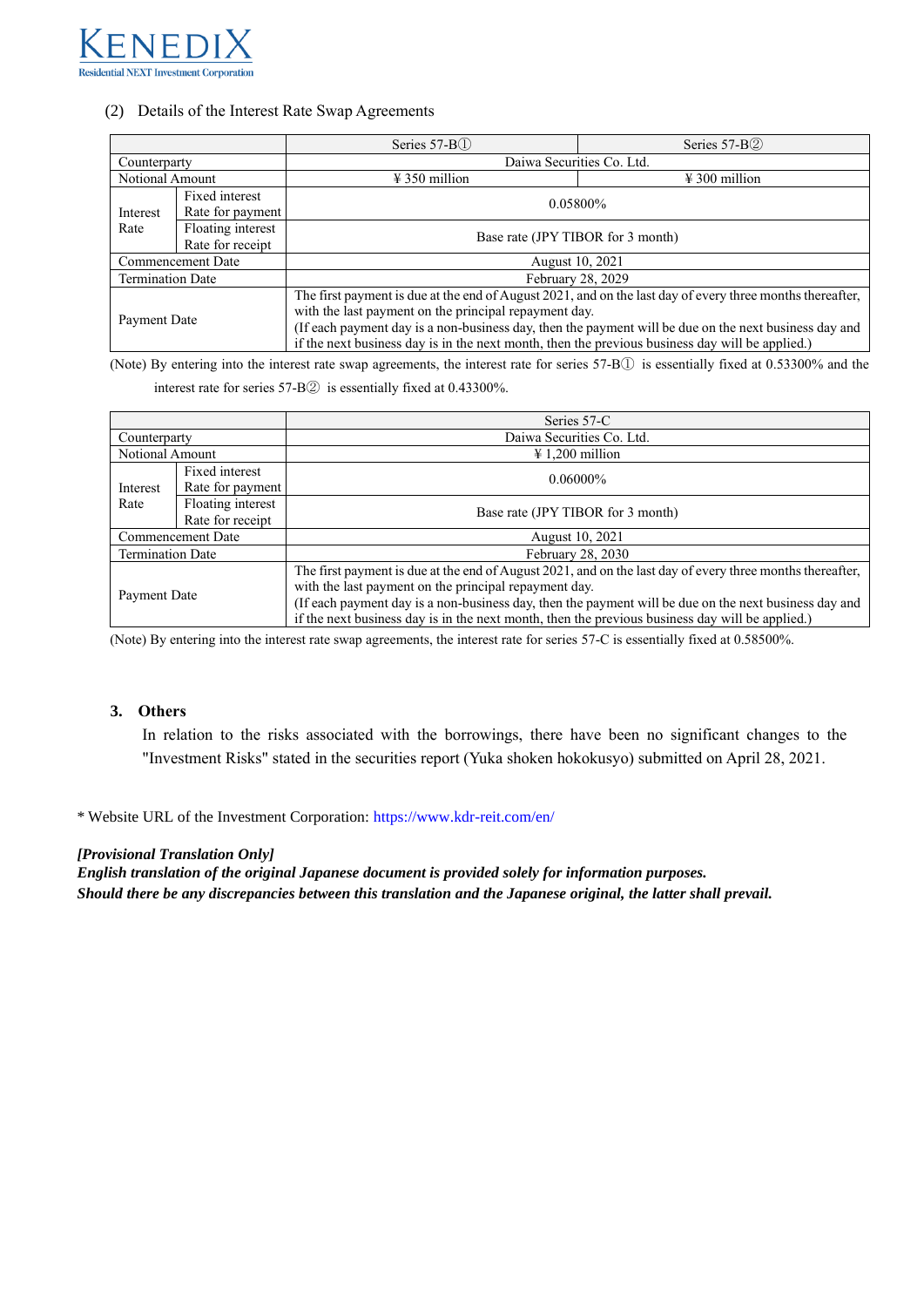(2) Details of the Interest Rate Swap Agreements

| | | Series 57-B① | Series 57-B② |
|---|---|---|---|
| Counterparty | | Daiwa Securities Co. Ltd. | |
| Notional Amount | | ¥ 350 million | ¥ 300 million |
| Interest Rate | Fixed interest Rate for payment | 0.05800% | |
| | Floating interest Rate for receipt | Base rate (JPY TIBOR for 3 month) | |
| Commencement Date | | August 10, 2021 | |
| Termination Date | | February 28, 2029 | |
| Payment Date | | The first payment is due at the end of August 2021, and on the last day of every three months thereafter, with the last payment on the principal repayment day.<br>(If each payment day is a non-business day, then the payment will be due on the next business day and if the next business day is in the next month, then the previous business day will be applied.) | |

(Note) By entering into the interest rate swap agreements, the interest rate for series 57-B① is essentially fixed at 0.53300% and the interest rate for series 57-B② is essentially fixed at 0.43300%.

| | | Series 57-C |
|---|---|---|
| Counterparty | | Daiwa Securities Co. Ltd. |
| Notional Amount | | ¥ 1,200 million |
| Interest Rate | Fixed interest Rate for payment | 0.06000% |
| | Floating interest Rate for receipt | Base rate (JPY TIBOR for 3 month) |
| Commencement Date | | August 10, 2021 |
| Termination Date | | February 28, 2030 |
| Payment Date | | The first payment is due at the end of August 2021, and on the last day of every three months thereafter, with the last payment on the principal repayment day.<br>(If each payment day is a non-business day, then the payment will be due on the next business day and if the next business day is in the next month, then the previous business day will be applied.) |

(Note) By entering into the interest rate swap agreements, the interest rate for series 57-C is essentially fixed at 0.58500%.

## 3. Others

In relation to the risks associated with the borrowings, there have been no significant changes to the "Investment Risks" stated in the securities report (Yuka shoken hokokusyo) submitted on April 28, 2021.

* Website URL of the Investment Corporation: https://www.kdr-reit.com/en/

***[Provisional Translation Only]***
***English translation of the original Japanese document is provided solely for information purposes.***
***Should there be any discrepancies between this translation and the Japanese original, the latter shall prevail.***